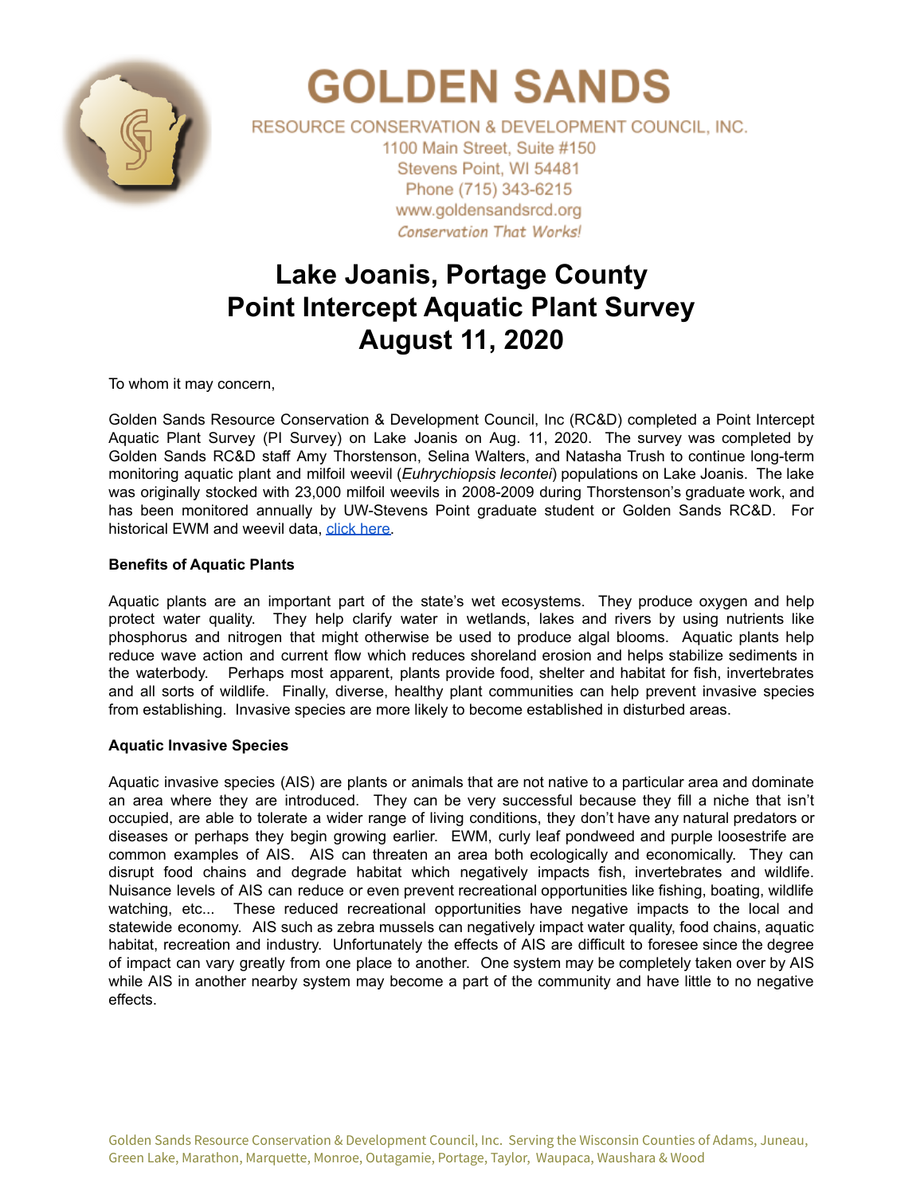# GOLDEN SANDS

RESOURCE CONSERVATION & DEVELOPMENT COUNCIL, INC.
1100 Main Street, Suite #150
Stevens Point, WI 54481
Phone (715) 343-6215
www.goldensandsrcd.org
*Conservation That Works!*

# Lake Joanis, Portage County
# Point Intercept Aquatic Plant Survey
# August 11, 2020

To whom it may concern,

Golden Sands Resource Conservation & Development Council, Inc (RC&D) completed a Point Intercept Aquatic Plant Survey (PI Survey) on Lake Joanis on Aug. 11, 2020. The survey was completed by Golden Sands RC&D staff Amy Thorstenson, Selina Walters, and Natasha Trush to continue long-term monitoring aquatic plant and milfoil weevil (*Euhrychiopsis lecontei*) populations on Lake Joanis. The lake was originally stocked with 23,000 milfoil weevils in 2008-2009 during Thorstenson's graduate work, and has been monitored annually by UW-Stevens Point graduate student or Golden Sands RC&D. For historical EWM and weevil data, click here.

**Benefits of Aquatic Plants**

Aquatic plants are an important part of the state's wet ecosystems. They produce oxygen and help protect water quality. They help clarify water in wetlands, lakes and rivers by using nutrients like phosphorus and nitrogen that might otherwise be used to produce algal blooms. Aquatic plants help reduce wave action and current flow which reduces shoreland erosion and helps stabilize sediments in the waterbody. Perhaps most apparent, plants provide food, shelter and habitat for fish, invertebrates and all sorts of wildlife. Finally, diverse, healthy plant communities can help prevent invasive species from establishing. Invasive species are more likely to become established in disturbed areas.

**Aquatic Invasive Species**

Aquatic invasive species (AIS) are plants or animals that are not native to a particular area and dominate an area where they are introduced. They can be very successful because they fill a niche that isn't occupied, are able to tolerate a wider range of living conditions, they don't have any natural predators or diseases or perhaps they begin growing earlier. EWM, curly leaf pondweed and purple loosestrife are common examples of AIS. AIS can threaten an area both ecologically and economically. They can disrupt food chains and degrade habitat which negatively impacts fish, invertebrates and wildlife. Nuisance levels of AIS can reduce or even prevent recreational opportunities like fishing, boating, wildlife watching, etc... These reduced recreational opportunities have negative impacts to the local and statewide economy. AIS such as zebra mussels can negatively impact water quality, food chains, aquatic habitat, recreation and industry. Unfortunately the effects of AIS are difficult to foresee since the degree of impact can vary greatly from one place to another. One system may be completely taken over by AIS while AIS in another nearby system may become a part of the community and have little to no negative effects.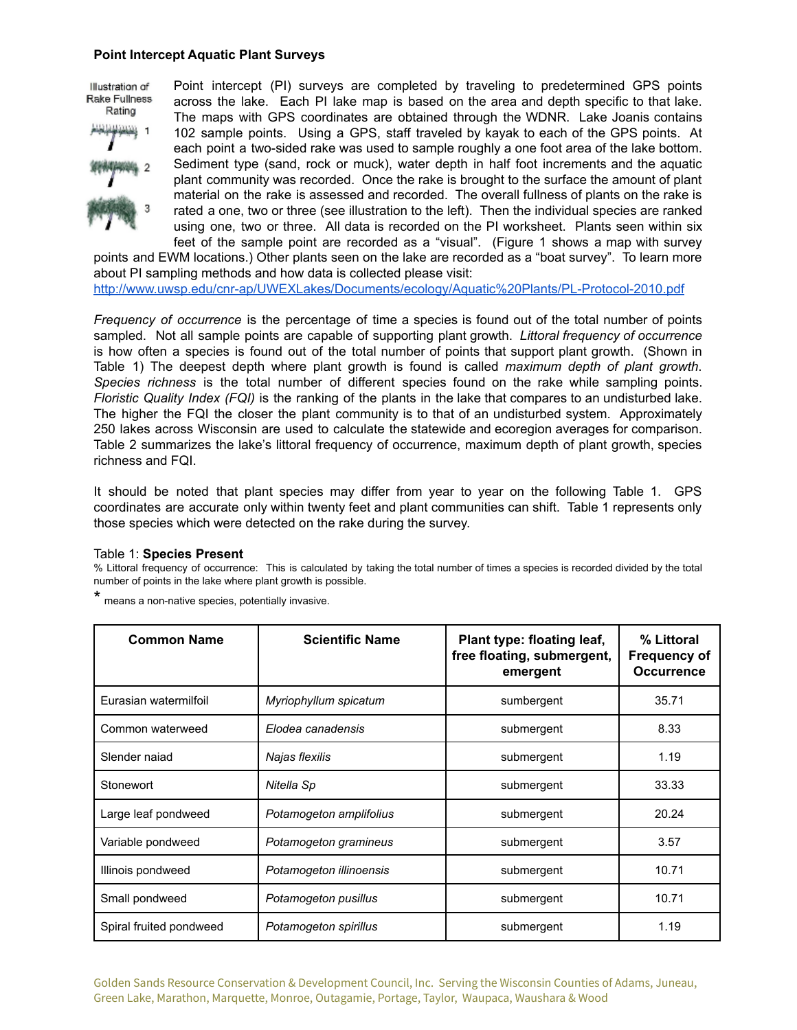### Point Intercept Aquatic Plant Surveys

Illustration of Rake Fullness Rating

1
2
3

Point intercept (PI) surveys are completed by traveling to predetermined GPS points across the lake. Each PI lake map is based on the area and depth specific to that lake. The maps with GPS coordinates are obtained through the WDNR. Lake Joanis contains 102 sample points. Using a GPS, staff traveled by kayak to each of the GPS points. At each point a two-sided rake was used to sample roughly a one foot area of the lake bottom. Sediment type (sand, rock or muck), water depth in half foot increments and the aquatic plant community was recorded. Once the rake is brought to the surface the amount of plant material on the rake is assessed and recorded. The overall fullness of plants on the rake is rated a one, two or three (see illustration to the left). Then the individual species are ranked using one, two or three. All data is recorded on the PI worksheet. Plants seen within six feet of the sample point are recorded as a "visual". (Figure 1 shows a map with survey points and EWM locations.) Other plants seen on the lake are recorded as a "boat survey". To learn more about PI sampling methods and how data is collected please visit: http://www.uwsp.edu/cnr-ap/UWEXLakes/Documents/ecology/Aquatic%20Plants/PL-Protocol-2010.pdf

*Frequency of occurrence* is the percentage of time a species is found out of the total number of points sampled. Not all sample points are capable of supporting plant growth. *Littoral frequency of occurrence* is how often a species is found out of the total number of points that support plant growth. (Shown in Table 1) The deepest depth where plant growth is found is called *maximum depth of plant growth*. *Species richness* is the total number of different species found on the rake while sampling points. *Floristic Quality Index (FQI)* is the ranking of the plants in the lake that compares to an undisturbed lake. The higher the FQI the closer the plant community is to that of an undisturbed system. Approximately 250 lakes across Wisconsin are used to calculate the statewide and ecoregion averages for comparison. Table 2 summarizes the lake's littoral frequency of occurrence, maximum depth of plant growth, species richness and FQI.

It should be noted that plant species may differ from year to year on the following Table 1. GPS coordinates are accurate only within twenty feet and plant communities can shift. Table 1 represents only those species which were detected on the rake during the survey.

Table 1: **Species Present**

% Littoral frequency of occurrence: This is calculated by taking the total number of times a species is recorded divided by the total number of points in the lake where plant growth is possible.

* means a non-native species, potentially invasive.

| Common Name | Scientific Name | Plant type: floating leaf, free floating, submergent, emergent | % Littoral Frequency of Occurrence |
|---|---|---|---|
| Eurasian watermilfoil | *Myriophyllum spicatum* | sumbergent | 35.71 |
| Common waterweed | *Elodea canadensis* | submergent | 8.33 |
| Slender naiad | *Najas flexilis* | submergent | 1.19 |
| Stonewort | *Nitella Sp* | submergent | 33.33 |
| Large leaf pondweed | *Potamogeton amplifolius* | submergent | 20.24 |
| Variable pondweed | *Potamogeton gramineus* | submergent | 3.57 |
| Illinois pondweed | *Potamogeton illinoensis* | submergent | 10.71 |
| Small pondweed | *Potamogeton pusillus* | submergent | 10.71 |
| Spiral fruited pondweed | *Potamogeton spirillus* | submergent | 1.19 |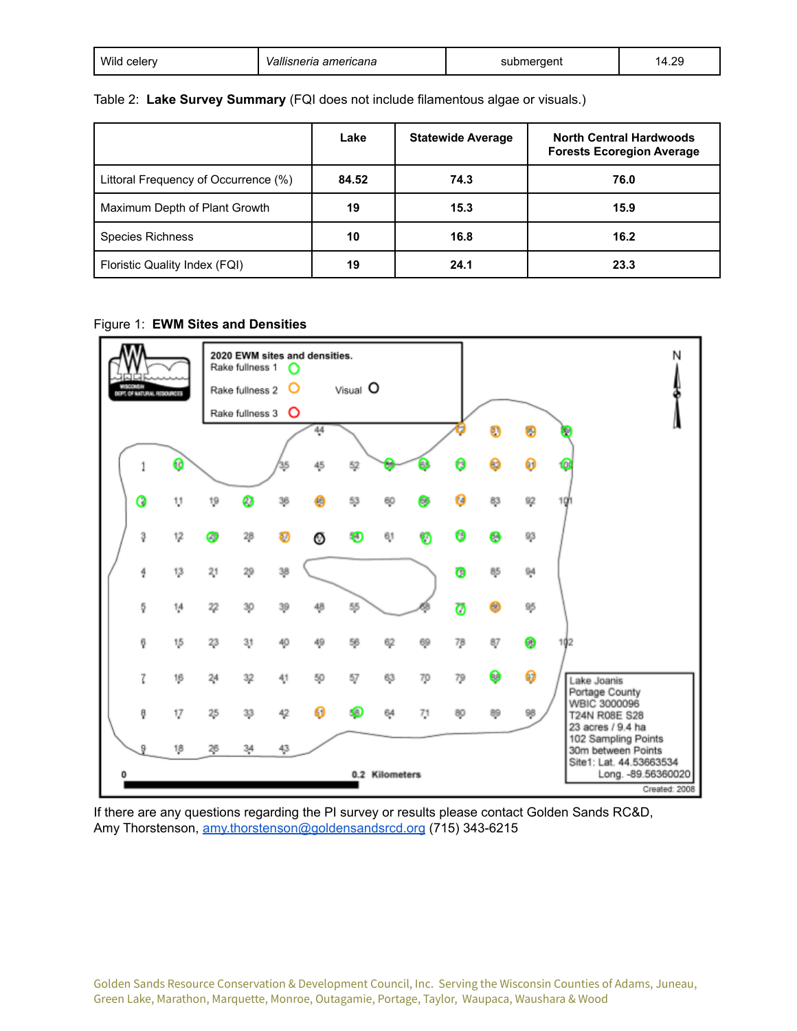| Wild celery | *Vallisneria americana* | submergent | 14.29 |
|---|---|---|---|

Table 2: **Lake Survey Summary** (FQI does not include filamentous algae or visuals.)

| | Lake | Statewide Average | North Central Hardwoods Forests Ecoregion Average |
|---|---|---|---|
| Littoral Frequency of Occurrence (%) | **84.52** | **74.3** | **76.0** |
| Maximum Depth of Plant Growth | **19** | **15.3** | **15.9** |
| Species Richness | **10** | **16.8** | **16.2** |
| Floristic Quality Index (FQI) | **19** | **24.1** | **23.3** |

Figure 1: **EWM Sites and Densities**

2020 EWM sites and densities.
Rake fullness 1
Rake fullness 2
Rake fullness 3
Visual

Lake Joanis
Portage County
WBIC 3000096
T24N R08E S28
23 acres / 9.4 ha
102 Sampling Points
30m between Points
Site1: Lat. 44.53663534
Long. -89.56360020

0 0.2 Kilometers
Created: 2008

If there are any questions regarding the PI survey or results please contact Golden Sands RC&D, Amy Thorstenson, amy.thorstenson@goldensandsrcd.org (715) 343-6215

Golden Sands Resource Conservation & Development Council, Inc. Serving the Wisconsin Counties of Adams, Juneau, Green Lake, Marathon, Marquette, Monroe, Outagamie, Portage, Taylor, Waupaca, Waushara & Wood